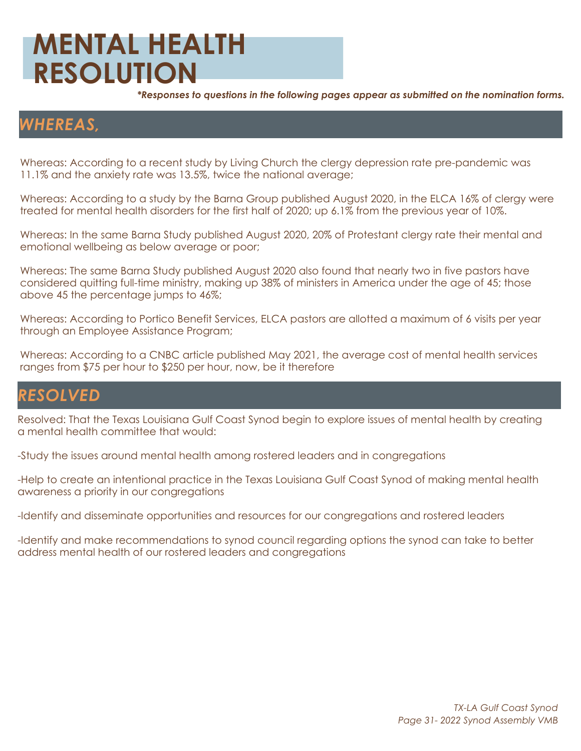# MENTAL HEALTH RESOLUTION

***Responses to questions in the following pages appear as submitted on the nomination forms.***

## *WHEREAS,*

Whereas: According to a recent study by Living Church the clergy depression rate pre-pandemic was 11.1% and the anxiety rate was 13.5%, twice the national average;

Whereas: According to a study by the Barna Group published August 2020, in the ELCA 16% of clergy were treated for mental health disorders for the first half of 2020; up 6.1% from the previous year of 10%.

Whereas: In the same Barna Study published August 2020, 20% of Protestant clergy rate their mental and emotional wellbeing as below average or poor;

Whereas: The same Barna Study published August 2020 also found that nearly two in five pastors have considered quitting full-time ministry, making up 38% of ministers in America under the age of 45; those above 45 the percentage jumps to 46%;

Whereas: According to Portico Benefit Services, ELCA pastors are allotted a maximum of 6 visits per year through an Employee Assistance Program;

Whereas: According to a CNBC article published May 2021, the average cost of mental health services ranges from $75 per hour to $250 per hour, now, be it therefore

## *RESOLVED*

Resolved: That the Texas Louisiana Gulf Coast Synod begin to explore issues of mental health by creating a mental health committee that would:

-Study the issues around mental health among rostered leaders and in congregations

-Help to create an intentional practice in the Texas Louisiana Gulf Coast Synod of making mental health awareness a priority in our congregations

-Identify and disseminate opportunities and resources for our congregations and rostered leaders

-Identify and make recommendations to synod council regarding options the synod can take to better address mental health of our rostered leaders and congregations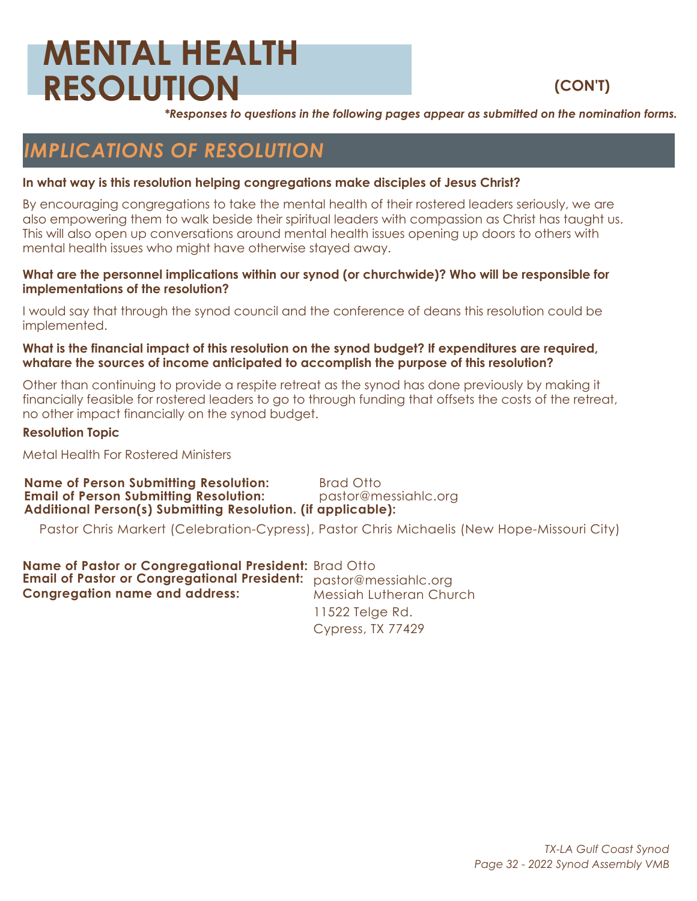# MENTAL HEALTH RESOLUTION (CON'T)

*\*Responses to questions in the following pages appear as submitted on the nomination forms.*

## IMPLICATIONS OF RESOLUTION

**In what way is this resolution helping congregations make disciples of Jesus Christ?**

By encouraging congregations to take the mental health of their rostered leaders seriously, we are also empowering them to walk beside their spiritual leaders with compassion as Christ has taught us. This will also open up conversations around mental health issues opening up doors to others with mental health issues who might have otherwise stayed away.

**What are the personnel implications within our synod (or churchwide)? Who will be responsible for implementations of the resolution?**

I would say that through the synod council and the conference of deans this resolution could be implemented.

**What is the financial impact of this resolution on the synod budget? If expenditures are required, whatare the sources of income anticipated to accomplish the purpose of this resolution?**

Other than continuing to provide a respite retreat as the synod has done previously by making it financially feasible for rostered leaders to go to through funding that offsets the costs of the retreat, no other impact financially on the synod budget.

**Resolution Topic**

Metal Health For Rostered Ministers

**Name of Person Submitting Resolution:** Brad Otto
**Email of Person Submitting Resolution:** pastor@messiahlc.org
**Additional Person(s) Submitting Resolution. (if applicable):**

Pastor Chris Markert (Celebration-Cypress), Pastor Chris Michaelis (New Hope-Missouri City)

**Name of Pastor or Congregational President:** Brad Otto
**Email of Pastor or Congregational President:** pastor@messiahlc.org
**Congregation name and address:** Messiah Lutheran Church
11522 Telge Rd.
Cypress, TX 77429